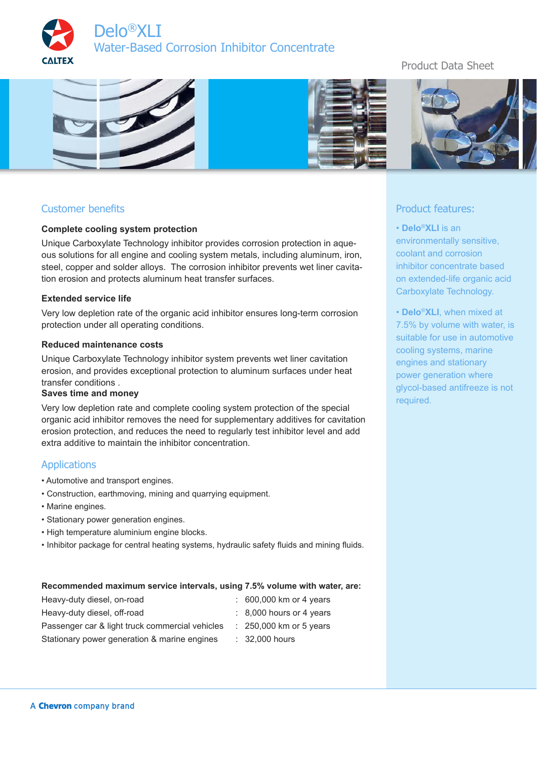# Delo®XLI

## Water-Based Corrosion Inhibitor Concentrate

Product Data Sheet

## Customer benefits

**Complete cooling system protection**

Unique Carboxylate Technology inhibitor provides corrosion protection in aqueous solutions for all engine and cooling system metals, including aluminum, iron, steel, copper and solder alloys. The corrosion inhibitor prevents wet liner cavitation erosion and protects aluminum heat transfer surfaces.

**Extended service life**

Very low depletion rate of the organic acid inhibitor ensures long-term corrosion protection under all operating conditions.

**Reduced maintenance costs**

Unique Carboxylate Technology inhibitor system prevents wet liner cavitation erosion, and provides exceptional protection to aluminum surfaces under heat transfer conditions .

**Saves time and money**

Very low depletion rate and complete cooling system protection of the special organic acid inhibitor removes the need for supplementary additives for cavitation erosion protection, and reduces the need to regularly test inhibitor level and add extra additive to maintain the inhibitor concentration.

## Applications

- Automotive and transport engines.
- Construction, earthmoving, mining and quarrying equipment.
- Marine engines.
- Stationary power generation engines.
- High temperature aluminium engine blocks.
- Inhibitor package for central heating systems, hydraulic safety fluids and mining fluids.

**Recommended maximum service intervals, using 7.5% volume with water, are:**

| | |
|---|---|
| Heavy-duty diesel, on-road | 600,000 km or 4 years |
| Heavy-duty diesel, off-road | 8,000 hours or 4 years |
| Passenger car & light truck commercial vehicles | 250,000 km or 5 years |
| Stationary power generation & marine engines | 32,000 hours |

## Product features:

- **Delo®XLI** is an environmentally sensitive, coolant and corrosion inhibitor concentrate based on extended-life organic acid Carboxylate Technology.
- **Delo®XLI**, when mixed at 7.5% by volume with water, is suitable for use in automotive cooling systems, marine engines and stationary power generation where glycol-based antifreeze is not required.

A **Chevron** company brand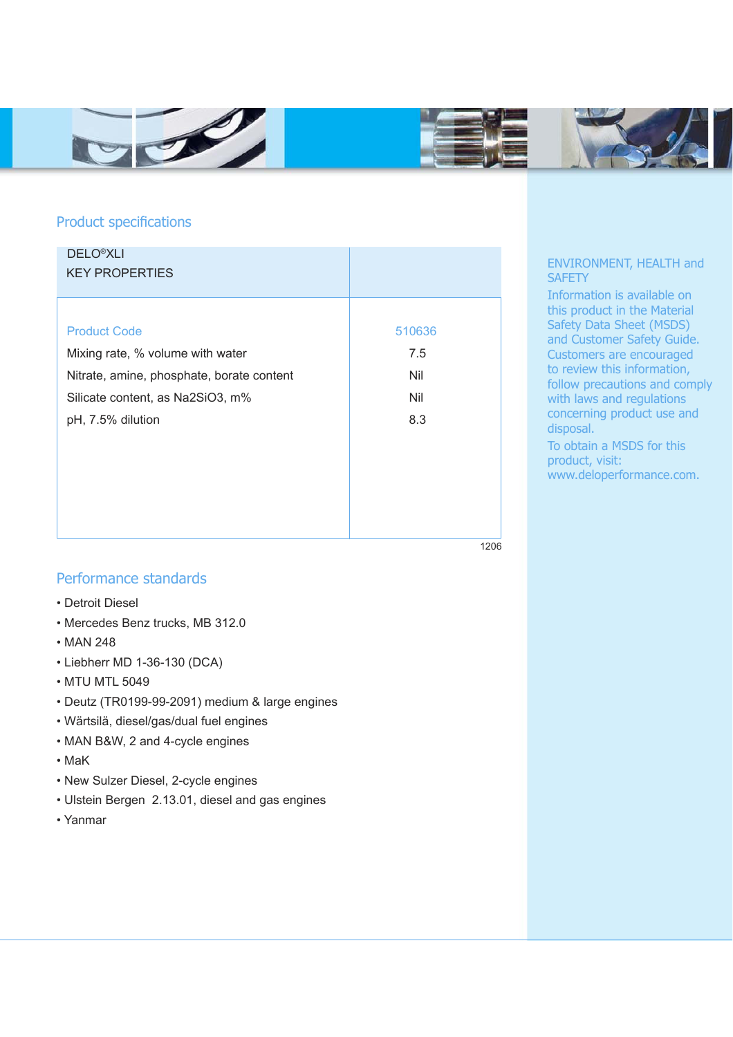## Product specifications

| DELO®XLI KEY PROPERTIES | |
|---|---|
| Product Code | 510636 |
| Mixing rate, % volume with water | 7.5 |
| Nitrate, amine, phosphate, borate content | Nil |
| Silicate content, as $Na_2SiO_3$, m% | Nil |
| pH, 7.5% dilution | 8.3 |

1206

## Performance standards

- Detroit Diesel
- Mercedes Benz trucks, MB 312.0
- MAN 248
- Liebherr MD 1-36-130 (DCA)
- MTU MTL 5049
- Deutz (TR0199-99-2091) medium & large engines
- Wärtsilä, diesel/gas/dual fuel engines
- MAN B&W, 2 and 4-cycle engines
- MaK
- New Sulzer Diesel, 2-cycle engines
- Ulstein Bergen 2.13.01, diesel and gas engines
- Yanmar

### ENVIRONMENT, HEALTH and SAFETY

Information is available on this product in the Material Safety Data Sheet (MSDS) and Customer Safety Guide. Customers are encouraged to review this information, follow precautions and comply with laws and regulations concerning product use and disposal.

To obtain a MSDS for this product, visit: www.deloperformance.com.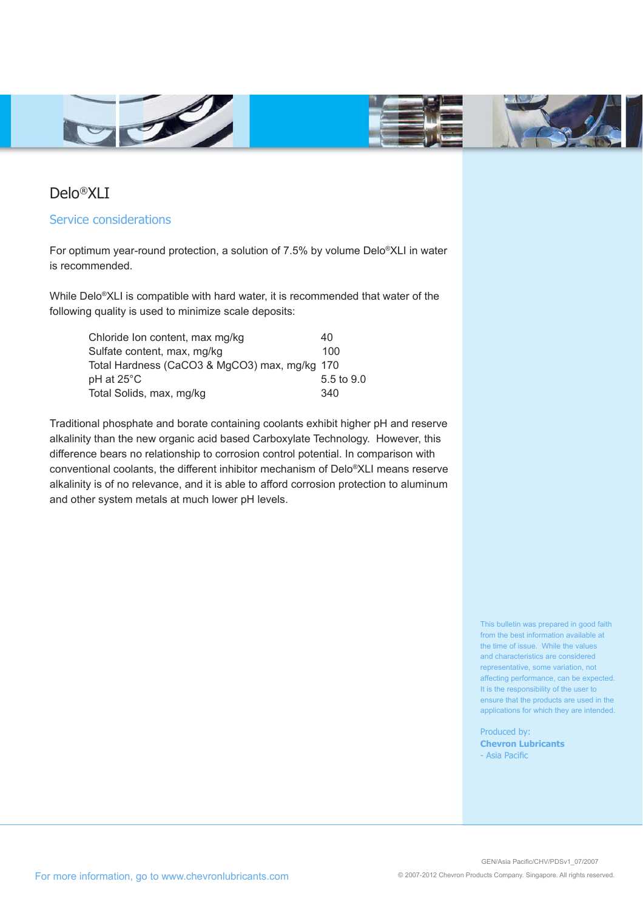# Delo®XLI

## Service considerations

For optimum year-round protection, a solution of 7.5% by volume Delo®XLI in water is recommended.

While Delo®XLI is compatible with hard water, it is recommended that water of the following quality is used to minimize scale deposits:

| | |
|---|---|
| Chloride Ion content, max mg/kg | 40 |
| Sulfate content, max, mg/kg | 100 |
| Total Hardness ($CaCO_3$ & $MgCO_3$) max, mg/kg | 170 |
| pH at 25°C | 5.5 to 9.0 |
| Total Solids, max, mg/kg | 340 |

Traditional phosphate and borate containing coolants exhibit higher pH and reserve alkalinity than the new organic acid based Carboxylate Technology. However, this difference bears no relationship to corrosion control potential. In comparison with conventional coolants, the different inhibitor mechanism of Delo®XLI means reserve alkalinity is of no relevance, and it is able to afford corrosion protection to aluminum and other system metals at much lower pH levels.

This bulletin was prepared in good faith from the best information available at the time of issue. While the values and characteristics are considered representative, some variation, not affecting performance, can be expected. It is the responsibility of the user to ensure that the products are used in the applications for which they are intended.

Produced by:
**Chevron Lubricants**
- Asia Pacific

GEN/Asia Pacific/CHV/PDSv1_07/2007

For more information, go to www.chevronlubricants.com

© 2007-2012 Chevron Products Company. Singapore. All rights reserved.